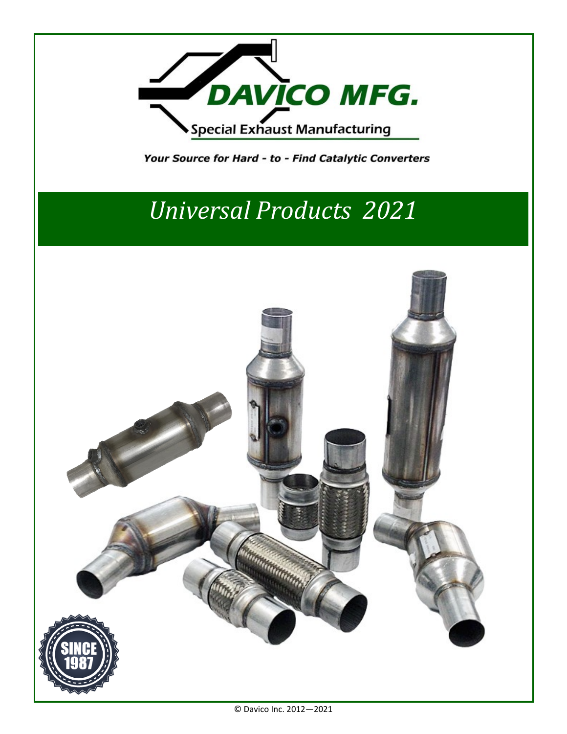# DAVICO MFG.

Special Exhaust Manufacturing

***Your Source for Hard - to - Find Catalytic Converters***

## *Universal Products 2021*

SINCE 1987

© Davico Inc. 2012—2021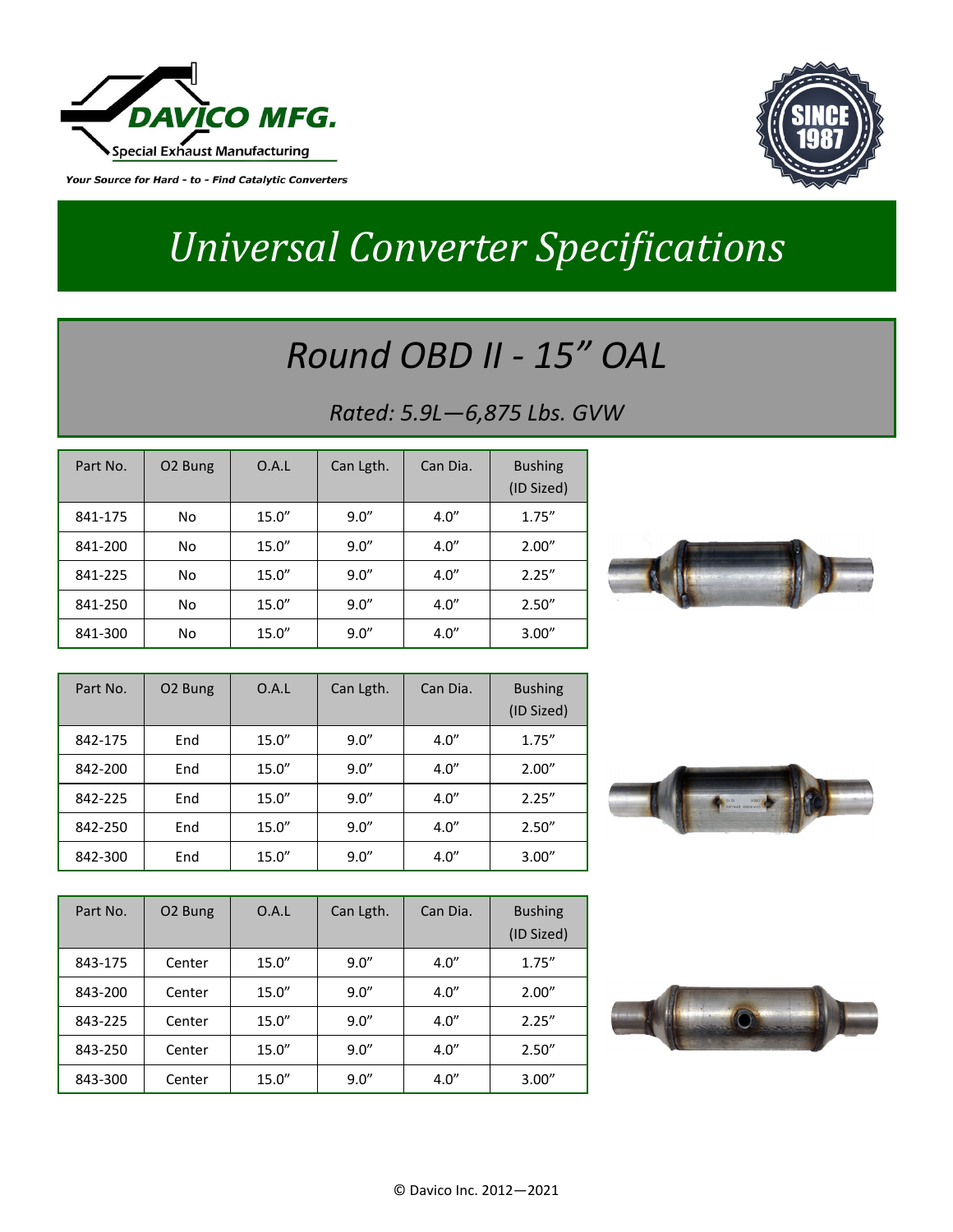DAVICO MFG.

Special Exhaust Manufacturing

*Your Source for Hard - to - Find Catalytic Converters*

SINCE 1987

# *Universal Converter Specifications*

## *Round OBD II - 15” OAL*

*Rated: 5.9L—6,875 Lbs. GVW*

| Part No. | O2 Bung | O.A.L | Can Lgth. | Can Dia. | Bushing (ID Sized) |
|---|---|---|---|---|---|
| 841-175 | No | 15.0” | 9.0” | 4.0” | 1.75” |
| 841-200 | No | 15.0” | 9.0” | 4.0” | 2.00” |
| 841-225 | No | 15.0” | 9.0” | 4.0” | 2.25” |
| 841-250 | No | 15.0” | 9.0” | 4.0” | 2.50” |
| 841-300 | No | 15.0” | 9.0” | 4.0” | 3.00” |

| Part No. | O2 Bung | O.A.L | Can Lgth. | Can Dia. | Bushing (ID Sized) |
|---|---|---|---|---|---|
| 842-175 | End | 15.0” | 9.0” | 4.0” | 1.75” |
| 842-200 | End | 15.0” | 9.0” | 4.0” | 2.00” |
| 842-225 | End | 15.0” | 9.0” | 4.0” | 2.25” |
| 842-250 | End | 15.0” | 9.0” | 4.0” | 2.50” |
| 842-300 | End | 15.0” | 9.0” | 4.0” | 3.00” |

| Part No. | O2 Bung | O.A.L | Can Lgth. | Can Dia. | Bushing (ID Sized) |
|---|---|---|---|---|---|
| 843-175 | Center | 15.0” | 9.0” | 4.0” | 1.75” |
| 843-200 | Center | 15.0” | 9.0” | 4.0” | 2.00” |
| 843-225 | Center | 15.0” | 9.0” | 4.0” | 2.25” |
| 843-250 | Center | 15.0” | 9.0” | 4.0” | 2.50” |
| 843-300 | Center | 15.0” | 9.0” | 4.0” | 3.00” |

© Davico Inc. 2012—2021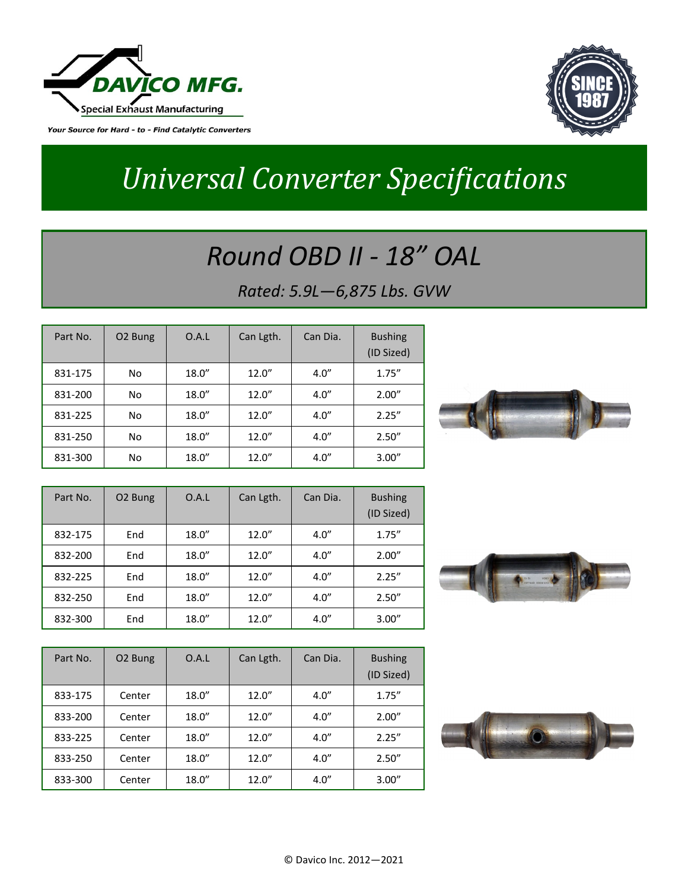**DAVICO MFG.**

Special Exhaust Manufacturing

*Your Source for Hard - to - Find Catalytic Converters*

SINCE 1987

# *Universal Converter Specifications*

## *Round OBD II - 18" OAL*

*Rated: 5.9L—6,875 Lbs. GVW*

| Part No. | O2 Bung | O.A.L | Can Lgth. | Can Dia. | Bushing (ID Sized) |
|---|---|---|---|---|---|
| 831-175 | No | 18.0" | 12.0" | 4.0" | 1.75" |
| 831-200 | No | 18.0" | 12.0" | 4.0" | 2.00" |
| 831-225 | No | 18.0" | 12.0" | 4.0" | 2.25" |
| 831-250 | No | 18.0" | 12.0" | 4.0" | 2.50" |
| 831-300 | No | 18.0" | 12.0" | 4.0" | 3.00" |

| Part No. | O2 Bung | O.A.L | Can Lgth. | Can Dia. | Bushing (ID Sized) |
|---|---|---|---|---|---|
| 832-175 | End | 18.0" | 12.0" | 4.0" | 1.75" |
| 832-200 | End | 18.0" | 12.0" | 4.0" | 2.00" |
| 832-225 | End | 18.0" | 12.0" | 4.0" | 2.25" |
| 832-250 | End | 18.0" | 12.0" | 4.0" | 2.50" |
| 832-300 | End | 18.0" | 12.0" | 4.0" | 3.00" |

| Part No. | O2 Bung | O.A.L | Can Lgth. | Can Dia. | Bushing (ID Sized) |
|---|---|---|---|---|---|
| 833-175 | Center | 18.0" | 12.0" | 4.0" | 1.75" |
| 833-200 | Center | 18.0" | 12.0" | 4.0" | 2.00" |
| 833-225 | Center | 18.0" | 12.0" | 4.0" | 2.25" |
| 833-250 | Center | 18.0" | 12.0" | 4.0" | 2.50" |
| 833-300 | Center | 18.0" | 12.0" | 4.0" | 3.00" |

© Davico Inc. 2012—2021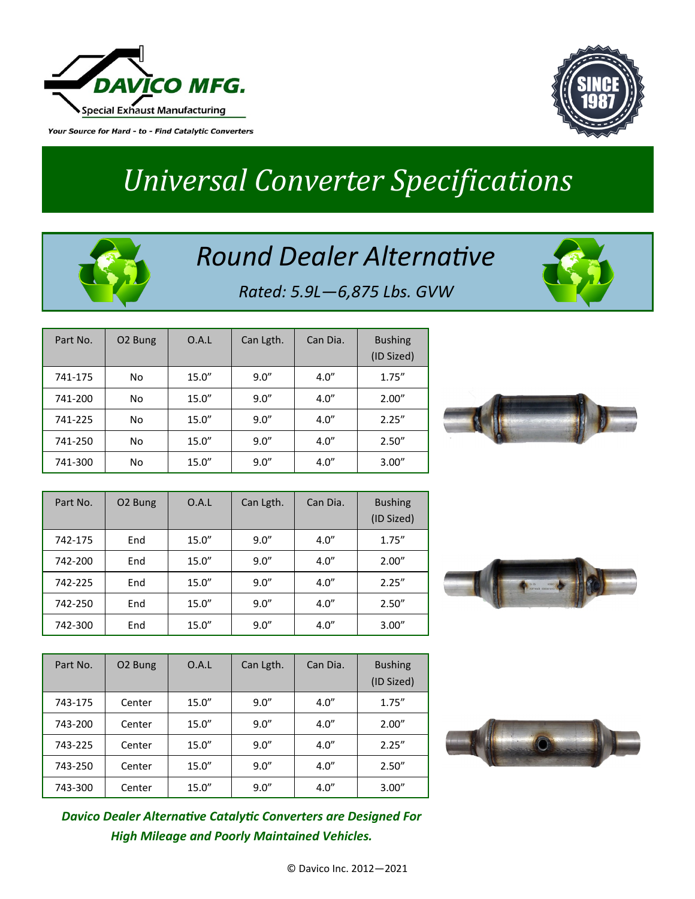DAVICO MFG.

Special Exhaust Manufacturing

*Your Source for Hard - to - Find Catalytic Converters*

SINCE 1987

# *Universal Converter Specifications*

## *Round Dealer Alternative*

*Rated: 5.9L—6,875 Lbs. GVW*

| Part No. | O2 Bung | O.A.L | Can Lgth. | Can Dia. | Bushing (ID Sized) |
|---|---|---|---|---|---|
| 741-175 | No | 15.0" | 9.0" | 4.0" | 1.75" |
| 741-200 | No | 15.0" | 9.0" | 4.0" | 2.00" |
| 741-225 | No | 15.0" | 9.0" | 4.0" | 2.25" |
| 741-250 | No | 15.0" | 9.0" | 4.0" | 2.50" |
| 741-300 | No | 15.0" | 9.0" | 4.0" | 3.00" |

| Part No. | O2 Bung | O.A.L | Can Lgth. | Can Dia. | Bushing (ID Sized) |
|---|---|---|---|---|---|
| 742-175 | End | 15.0" | 9.0" | 4.0" | 1.75" |
| 742-200 | End | 15.0" | 9.0" | 4.0" | 2.00" |
| 742-225 | End | 15.0" | 9.0" | 4.0" | 2.25" |
| 742-250 | End | 15.0" | 9.0" | 4.0" | 2.50" |
| 742-300 | End | 15.0" | 9.0" | 4.0" | 3.00" |

| Part No. | O2 Bung | O.A.L | Can Lgth. | Can Dia. | Bushing (ID Sized) |
|---|---|---|---|---|---|
| 743-175 | Center | 15.0" | 9.0" | 4.0" | 1.75" |
| 743-200 | Center | 15.0" | 9.0" | 4.0" | 2.00" |
| 743-225 | Center | 15.0" | 9.0" | 4.0" | 2.25" |
| 743-250 | Center | 15.0" | 9.0" | 4.0" | 2.50" |
| 743-300 | Center | 15.0" | 9.0" | 4.0" | 3.00" |

***Davico Dealer Alternative Catalytic Converters are Designed For High Mileage and Poorly Maintained Vehicles.***

© Davico Inc. 2012—2021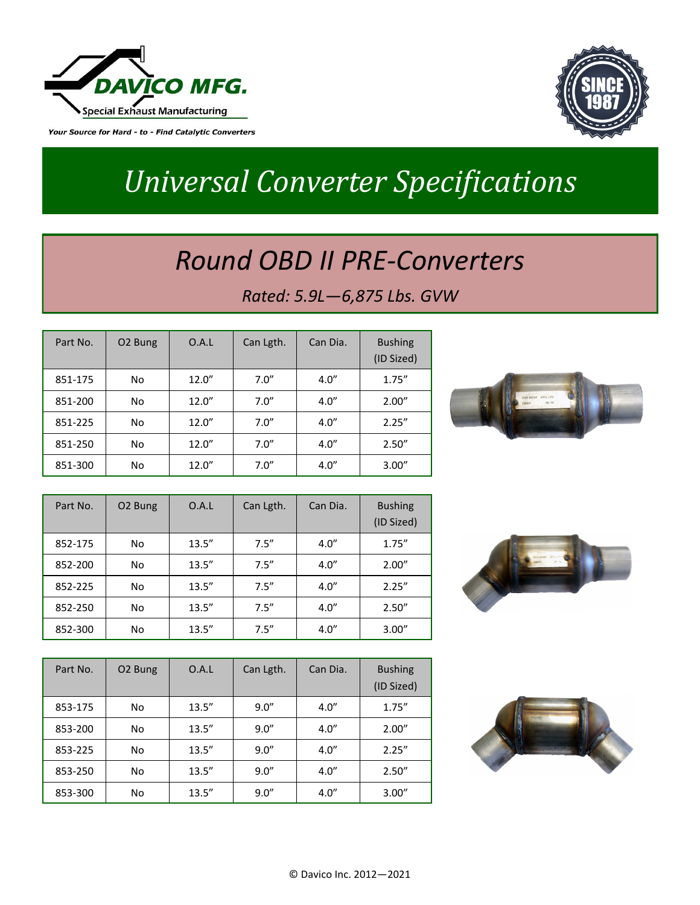DAVICO MFG.

Special Exhaust Manufacturing

*Your Source for Hard - to - Find Catalytic Converters*

SINCE 1987

# *Universal Converter Specifications*

## *Round OBD II PRE-Converters*

*Rated: 5.9L—6,875 Lbs. GVW*

| Part No. | O2 Bung | O.A.L | Can Lgth. | Can Dia. | Bushing (ID Sized) |
|---|---|---|---|---|---|
| 851-175 | No | 12.0″ | 7.0″ | 4.0″ | 1.75″ |
| 851-200 | No | 12.0″ | 7.0″ | 4.0″ | 2.00″ |
| 851-225 | No | 12.0″ | 7.0″ | 4.0″ | 2.25″ |
| 851-250 | No | 12.0″ | 7.0″ | 4.0″ | 2.50″ |
| 851-300 | No | 12.0″ | 7.0″ | 4.0″ | 3.00″ |

| Part No. | O2 Bung | O.A.L | Can Lgth. | Can Dia. | Bushing (ID Sized) |
|---|---|---|---|---|---|
| 852-175 | No | 13.5″ | 7.5″ | 4.0″ | 1.75″ |
| 852-200 | No | 13.5″ | 7.5″ | 4.0″ | 2.00″ |
| 852-225 | No | 13.5″ | 7.5″ | 4.0″ | 2.25″ |
| 852-250 | No | 13.5″ | 7.5″ | 4.0″ | 2.50″ |
| 852-300 | No | 13.5″ | 7.5″ | 4.0″ | 3.00″ |

| Part No. | O2 Bung | O.A.L | Can Lgth. | Can Dia. | Bushing (ID Sized) |
|---|---|---|---|---|---|
| 853-175 | No | 13.5″ | 9.0″ | 4.0″ | 1.75″ |
| 853-200 | No | 13.5″ | 9.0″ | 4.0″ | 2.00″ |
| 853-225 | No | 13.5″ | 9.0″ | 4.0″ | 2.25″ |
| 853-250 | No | 13.5″ | 9.0″ | 4.0″ | 2.50″ |
| 853-300 | No | 13.5″ | 9.0″ | 4.0″ | 3.00″ |

© Davico Inc. 2012—2021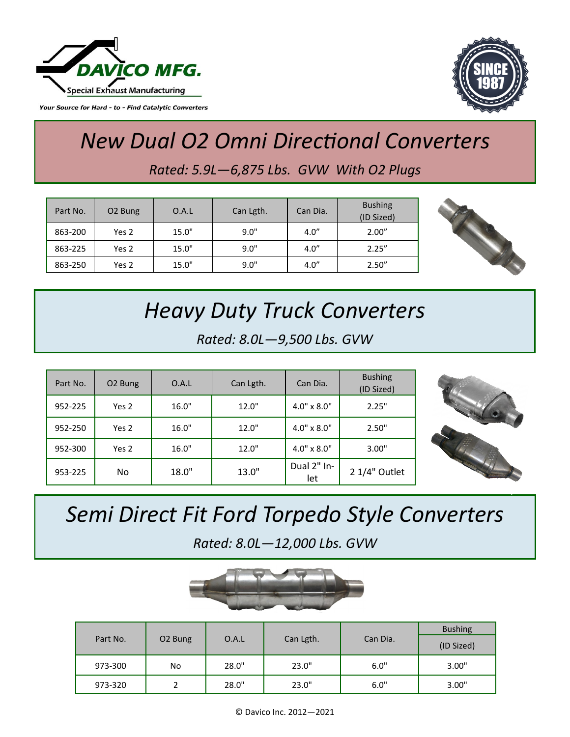DAVICO MFG.

Special Exhaust Manufacturing

*Your Source for Hard - to - Find Catalytic Converters*

SINCE 1987

# *New Dual O2 Omni Directional Converters*

*Rated: 5.9L—6,875 Lbs. GVW With O2 Plugs*

| Part No. | O2 Bung | O.A.L | Can Lgth. | Can Dia. | Bushing (ID Sized) |
|---|---|---|---|---|---|
| 863-200 | Yes 2 | 15.0" | 9.0" | 4.0" | 2.00" |
| 863-225 | Yes 2 | 15.0" | 9.0" | 4.0" | 2.25" |
| 863-250 | Yes 2 | 15.0" | 9.0" | 4.0" | 2.50" |

# *Heavy Duty Truck Converters*

*Rated: 8.0L—9,500 Lbs. GVW*

| Part No. | O2 Bung | O.A.L | Can Lgth. | Can Dia. | Bushing (ID Sized) |
|---|---|---|---|---|---|
| 952-225 | Yes 2 | 16.0" | 12.0" | 4.0" x 8.0" | 2.25" |
| 952-250 | Yes 2 | 16.0" | 12.0" | 4.0" x 8.0" | 2.50" |
| 952-300 | Yes 2 | 16.0" | 12.0" | 4.0" x 8.0" | 3.00" |
| 953-225 | No | 18.0" | 13.0" | Dual 2" Inlet | 2 1/4" Outlet |

# *Semi Direct Fit Ford Torpedo Style Converters*

*Rated: 8.0L—12,000 Lbs. GVW*

| Part No. | O2 Bung | O.A.L | Can Lgth. | Can Dia. | Bushing (ID Sized) |
|---|---|---|---|---|---|
| 973-300 | No | 28.0" | 23.0" | 6.0" | 3.00" |
| 973-320 | 2 | 28.0" | 23.0" | 6.0" | 3.00" |

© Davico Inc. 2012—2021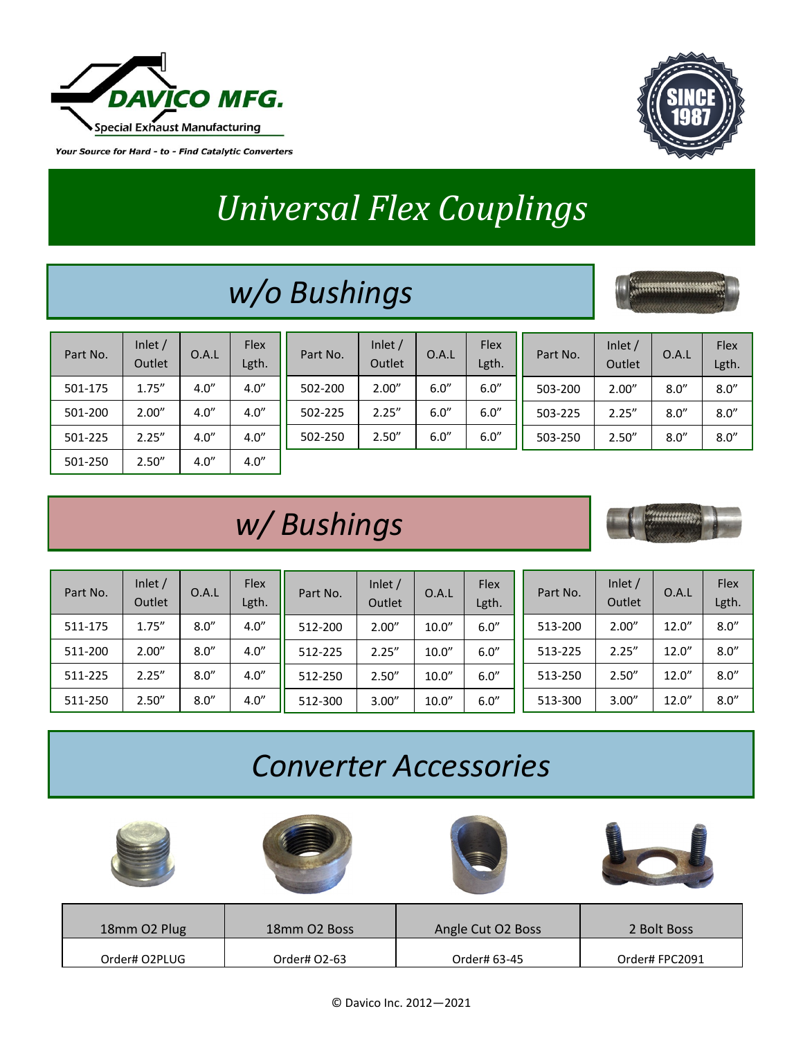**DAVICO MFG.**

Special Exhaust Manufacturing

*Your Source for Hard - to - Find Catalytic Converters*

SINCE 1987

# *Universal Flex Couplings*

## *w/o Bushings*

| Part No. | Inlet / Outlet | O.A.L | Flex Lgth. |
|---|---|---|---|
| 501-175 | 1.75″ | 4.0″ | 4.0″ |
| 501-200 | 2.00″ | 4.0″ | 4.0″ |
| 501-225 | 2.25″ | 4.0″ | 4.0″ |
| 501-250 | 2.50″ | 4.0″ | 4.0″ |

| Part No. | Inlet / Outlet | O.A.L | Flex Lgth. |
|---|---|---|---|
| 502-200 | 2.00″ | 6.0″ | 6.0″ |
| 502-225 | 2.25″ | 6.0″ | 6.0″ |
| 502-250 | 2.50″ | 6.0″ | 6.0″ |

| Part No. | Inlet / Outlet | O.A.L | Flex Lgth. |
|---|---|---|---|
| 503-200 | 2.00″ | 8.0″ | 8.0″ |
| 503-225 | 2.25″ | 8.0″ | 8.0″ |
| 503-250 | 2.50″ | 8.0″ | 8.0″ |

## *w/ Bushings*

| Part No. | Inlet / Outlet | O.A.L | Flex Lgth. |
|---|---|---|---|
| 511-175 | 1.75″ | 8.0″ | 4.0″ |
| 511-200 | 2.00″ | 8.0″ | 4.0″ |
| 511-225 | 2.25″ | 8.0″ | 4.0″ |
| 511-250 | 2.50″ | 8.0″ | 4.0″ |

| Part No. | Inlet / Outlet | O.A.L | Flex Lgth. |
|---|---|---|---|
| 512-200 | 2.00″ | 10.0″ | 6.0″ |
| 512-225 | 2.25″ | 10.0″ | 6.0″ |
| 512-250 | 2.50″ | 10.0″ | 6.0″ |
| 512-300 | 3.00″ | 10.0″ | 6.0″ |

| Part No. | Inlet / Outlet | O.A.L | Flex Lgth. |
|---|---|---|---|
| 513-200 | 2.00″ | 12.0″ | 8.0″ |
| 513-225 | 2.25″ | 12.0″ | 8.0″ |
| 513-250 | 2.50″ | 12.0″ | 8.0″ |
| 513-300 | 3.00″ | 12.0″ | 8.0″ |

## *Converter Accessories*

| 18mm O2 Plug | 18mm O2 Boss | Angle Cut O2 Boss | 2 Bolt Boss |
|---|---|---|---|
| Order# O2PLUG | Order# O2-63 | Order# 63-45 | Order# FPC2091 |

© Davico Inc. 2012—2021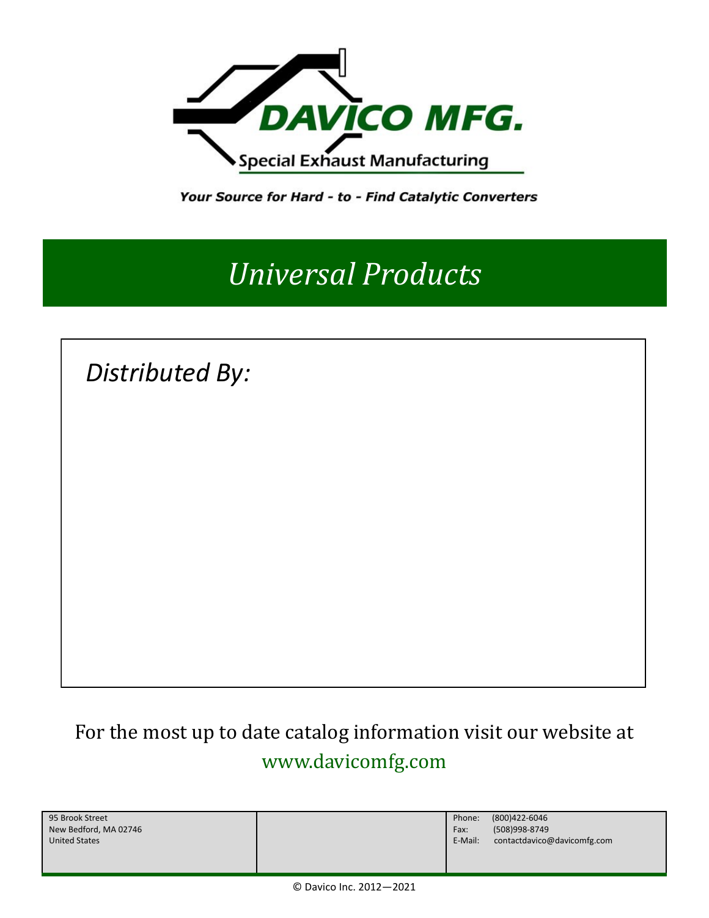DAVICO MFG.

Special Exhaust Manufacturing

***Your Source for Hard - to - Find Catalytic Converters***

# *Universal Products*

*Distributed By:*

For the most up to date catalog information visit our website at

www.davicomfg.com

| | | |
|---|---|---|
| 95 Brook Street<br>New Bedford, MA 02746<br>United States | | Phone: (800)422-6046<br>Fax: (508)998-8749<br>E-Mail: contactdavico@davicomfg.com |

© Davico Inc. 2012—2021